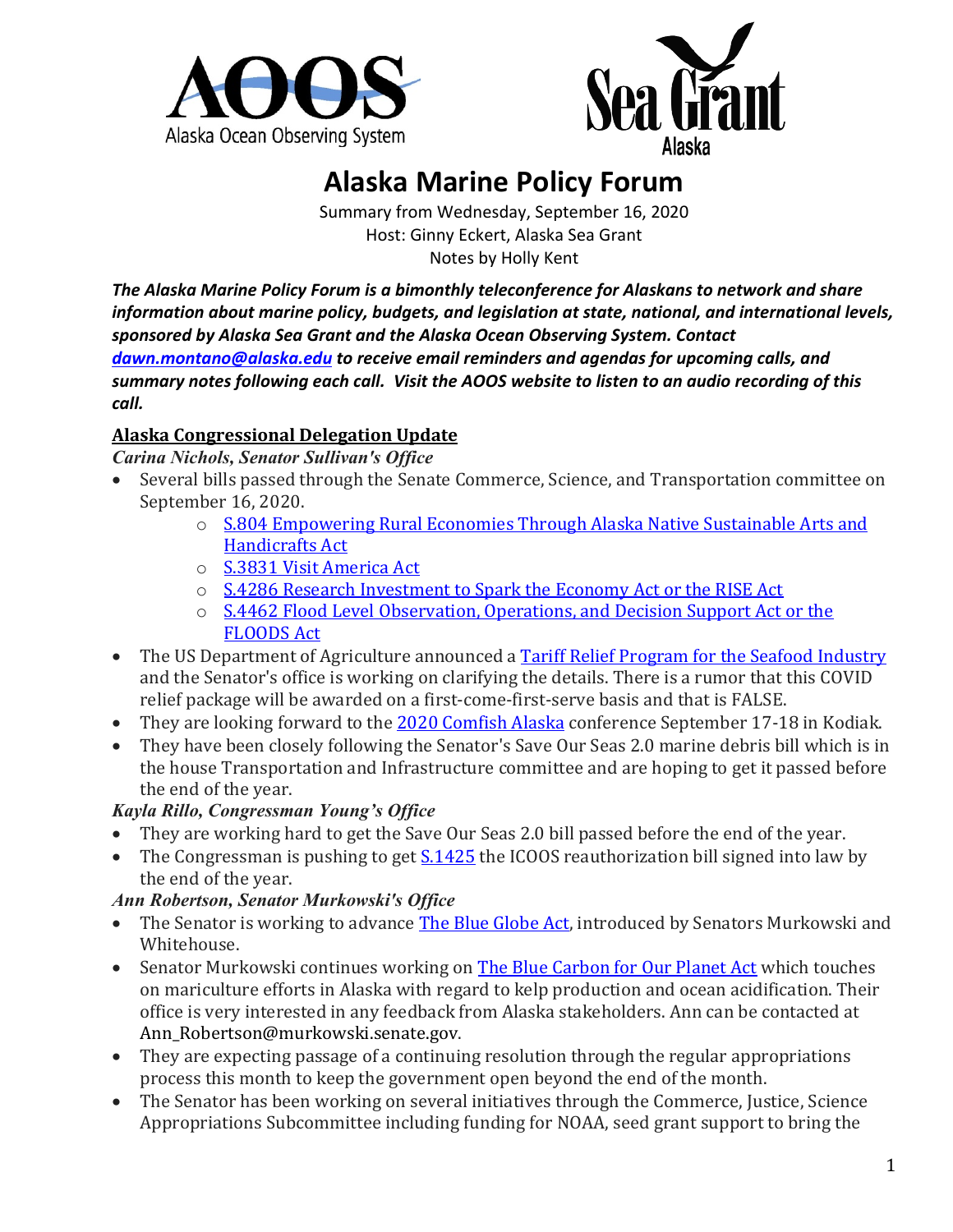# Alaska Marine Policy Forum

Summary from Wednesday, September 16, 2020
Host: Ginny Eckert, Alaska Sea Grant
Notes by Holly Kent

***The Alaska Marine Policy Forum is a bimonthly teleconference for Alaskans to network and share information about marine policy, budgets, and legislation at state, national, and international levels, sponsored by Alaska Sea Grant and the Alaska Ocean Observing System. Contact [dawn.montano@alaska.edu](mailto:dawn.montano@alaska.edu) to receive email reminders and agendas for upcoming calls, and summary notes following each call. Visit the AOOS website to listen to an audio recording of this call.***

## Alaska Congressional Delegation Update

***Carina Nichols, Senator Sullivan's Office***

- Several bills passed through the Senate Commerce, Science, and Transportation committee on September 16, 2020.
  - S.804 Empowering Rural Economies Through Alaska Native Sustainable Arts and Handicrafts Act
  - S.3831 Visit America Act
  - S.4286 Research Investment to Spark the Economy Act or the RISE Act
  - S.4462 Flood Level Observation, Operations, and Decision Support Act or the FLOODS Act
- The US Department of Agriculture announced a Tariff Relief Program for the Seafood Industry and the Senator's office is working on clarifying the details. There is a rumor that this COVID relief package will be awarded on a first-come-first-serve basis and that is FALSE.
- They are looking forward to the 2020 Comfish Alaska conference September 17-18 in Kodiak.
- They have been closely following the Senator's Save Our Seas 2.0 marine debris bill which is in the house Transportation and Infrastructure committee and are hoping to get it passed before the end of the year.

***Kayla Rillo, Congressman Young's Office***

- They are working hard to get the Save Our Seas 2.0 bill passed before the end of the year.
- The Congressman is pushing to get S.1425 the ICOOS reauthorization bill signed into law by the end of the year.

***Ann Robertson, Senator Murkowski's Office***

- The Senator is working to advance The Blue Globe Act, introduced by Senators Murkowski and Whitehouse.
- Senator Murkowski continues working on The Blue Carbon for Our Planet Act which touches on mariculture efforts in Alaska with regard to kelp production and ocean acidification. Their office is very interested in any feedback from Alaska stakeholders. Ann can be contacted at Ann_Robertson@murkowski.senate.gov.
- They are expecting passage of a continuing resolution through the regular appropriations process this month to keep the government open beyond the end of the month.
- The Senator has been working on several initiatives through the Commerce, Justice, Science Appropriations Subcommittee including funding for NOAA, seed grant support to bring the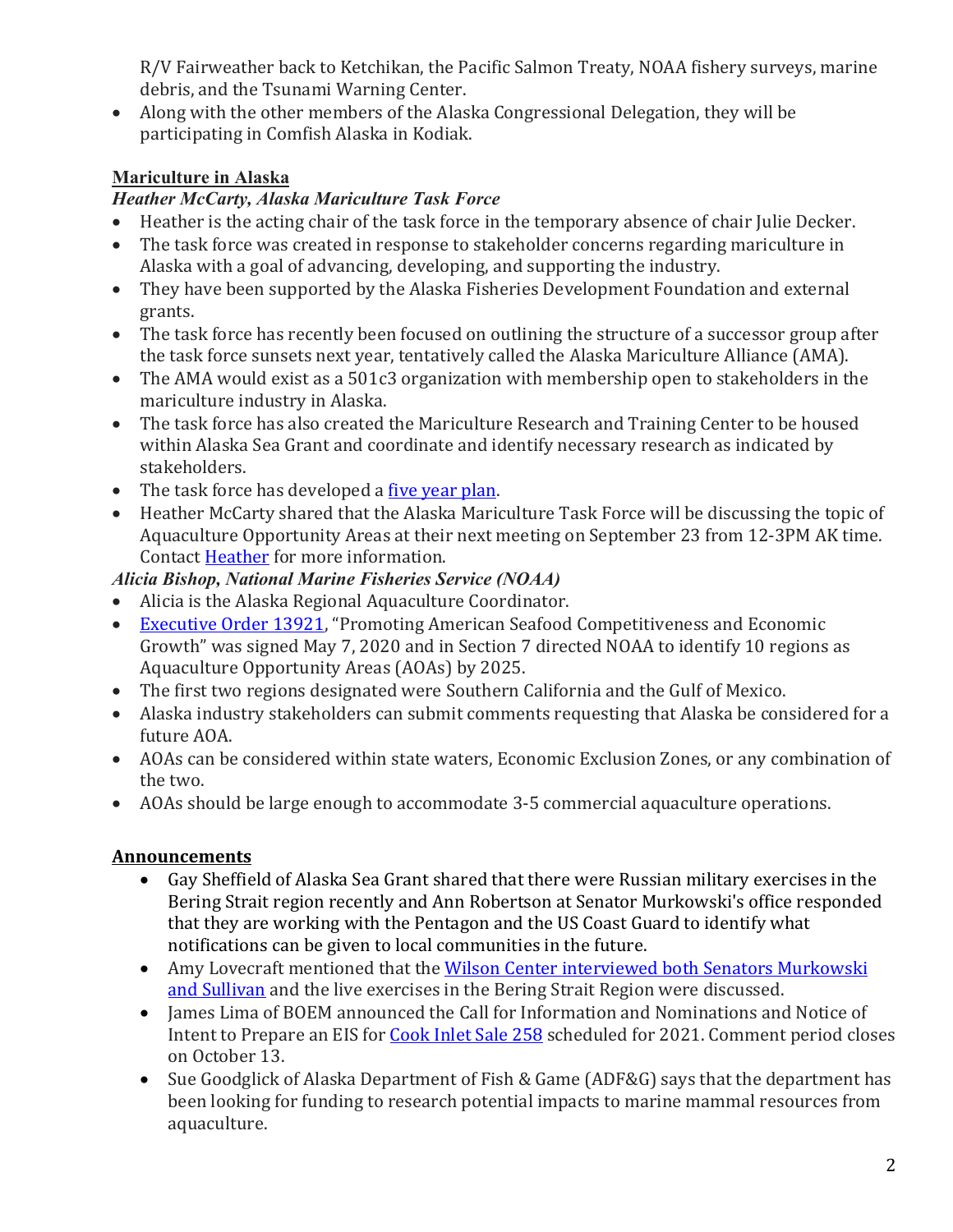R/V Fairweather back to Ketchikan, the Pacific Salmon Treaty, NOAA fishery surveys, marine debris, and the Tsunami Warning Center.

- Along with the other members of the Alaska Congressional Delegation, they will be participating in Comfish Alaska in Kodiak.

## Mariculture in Alaska

### *Heather McCarty, Alaska Mariculture Task Force*

- Heather is the acting chair of the task force in the temporary absence of chair Julie Decker.
- The task force was created in response to stakeholder concerns regarding mariculture in Alaska with a goal of advancing, developing, and supporting the industry.
- They have been supported by the Alaska Fisheries Development Foundation and external grants.
- The task force has recently been focused on outlining the structure of a successor group after the task force sunsets next year, tentatively called the Alaska Mariculture Alliance (AMA).
- The AMA would exist as a 501c3 organization with membership open to stakeholders in the mariculture industry in Alaska.
- The task force has also created the Mariculture Research and Training Center to be housed within Alaska Sea Grant and coordinate and identify necessary research as indicated by stakeholders.
- The task force has developed a five year plan.
- Heather McCarty shared that the Alaska Mariculture Task Force will be discussing the topic of Aquaculture Opportunity Areas at their next meeting on September 23 from 12-3PM AK time. Contact Heather for more information.

### *Alicia Bishop, National Marine Fisheries Service (NOAA)*

- Alicia is the Alaska Regional Aquaculture Coordinator.
- Executive Order 13921, "Promoting American Seafood Competitiveness and Economic Growth" was signed May 7, 2020 and in Section 7 directed NOAA to identify 10 regions as Aquaculture Opportunity Areas (AOAs) by 2025.
- The first two regions designated were Southern California and the Gulf of Mexico.
- Alaska industry stakeholders can submit comments requesting that Alaska be considered for a future AOA.
- AOAs can be considered within state waters, Economic Exclusion Zones, or any combination of the two.
- AOAs should be large enough to accommodate 3-5 commercial aquaculture operations.

## Announcements

- Gay Sheffield of Alaska Sea Grant shared that there were Russian military exercises in the Bering Strait region recently and Ann Robertson at Senator Murkowski's office responded that they are working with the Pentagon and the US Coast Guard to identify what notifications can be given to local communities in the future.
- Amy Lovecraft mentioned that the Wilson Center interviewed both Senators Murkowski and Sullivan and the live exercises in the Bering Strait Region were discussed.
- James Lima of BOEM announced the Call for Information and Nominations and Notice of Intent to Prepare an EIS for Cook Inlet Sale 258 scheduled for 2021. Comment period closes on October 13.
- Sue Goodglick of Alaska Department of Fish & Game (ADF&G) says that the department has been looking for funding to research potential impacts to marine mammal resources from aquaculture.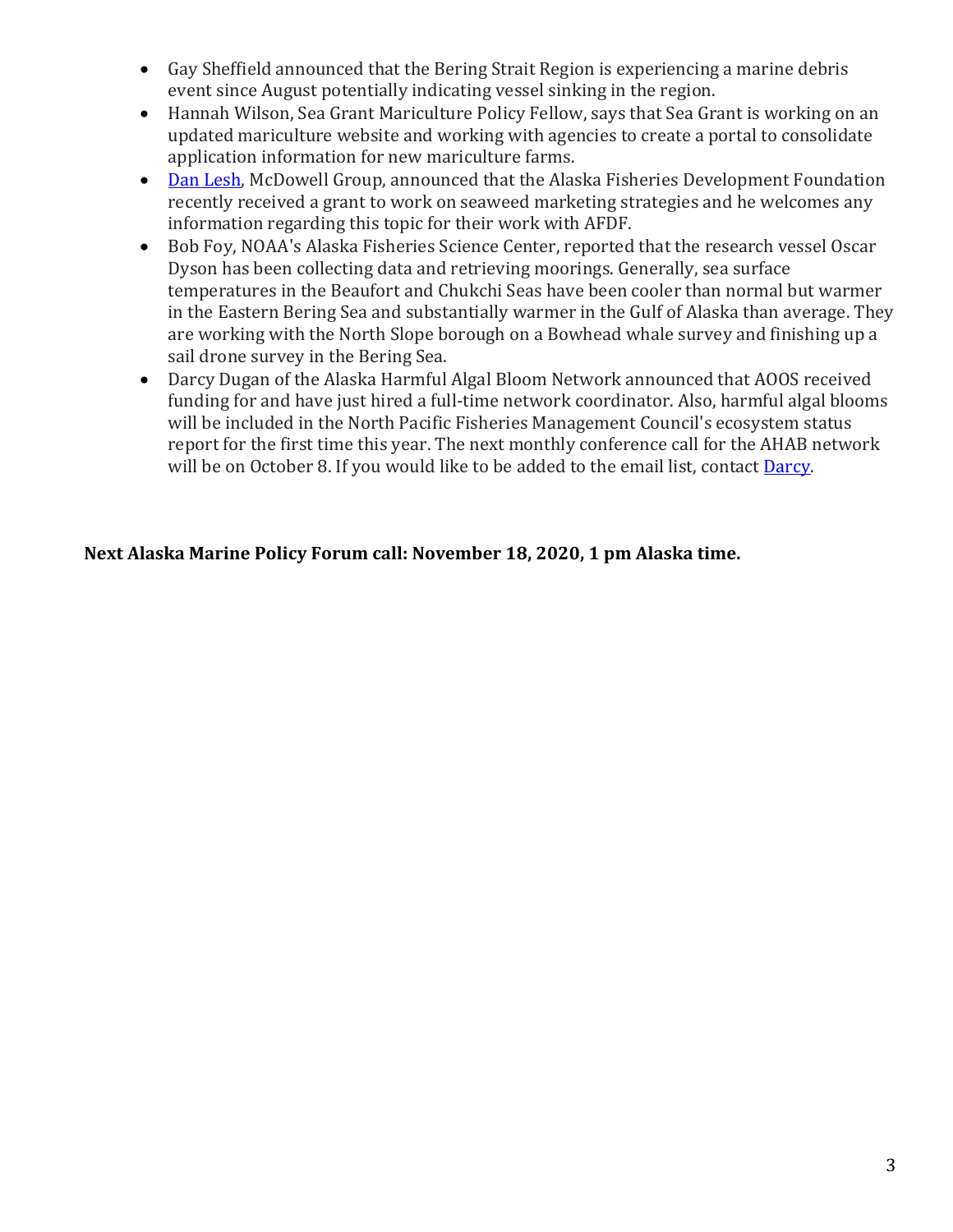- Gay Sheffield announced that the Bering Strait Region is experiencing a marine debris event since August potentially indicating vessel sinking in the region.
- Hannah Wilson, Sea Grant Mariculture Policy Fellow, says that Sea Grant is working on an updated mariculture website and working with agencies to create a portal to consolidate application information for new mariculture farms.
- Dan Lesh, McDowell Group, announced that the Alaska Fisheries Development Foundation recently received a grant to work on seaweed marketing strategies and he welcomes any information regarding this topic for their work with AFDF.
- Bob Foy, NOAA's Alaska Fisheries Science Center, reported that the research vessel Oscar Dyson has been collecting data and retrieving moorings. Generally, sea surface temperatures in the Beaufort and Chukchi Seas have been cooler than normal but warmer in the Eastern Bering Sea and substantially warmer in the Gulf of Alaska than average. They are working with the North Slope borough on a Bowhead whale survey and finishing up a sail drone survey in the Bering Sea.
- Darcy Dugan of the Alaska Harmful Algal Bloom Network announced that AOOS received funding for and have just hired a full-time network coordinator. Also, harmful algal blooms will be included in the North Pacific Fisheries Management Council's ecosystem status report for the first time this year. The next monthly conference call for the AHAB network will be on October 8. If you would like to be added to the email list, contact Darcy.

**Next Alaska Marine Policy Forum call: November 18, 2020, 1 pm Alaska time.**